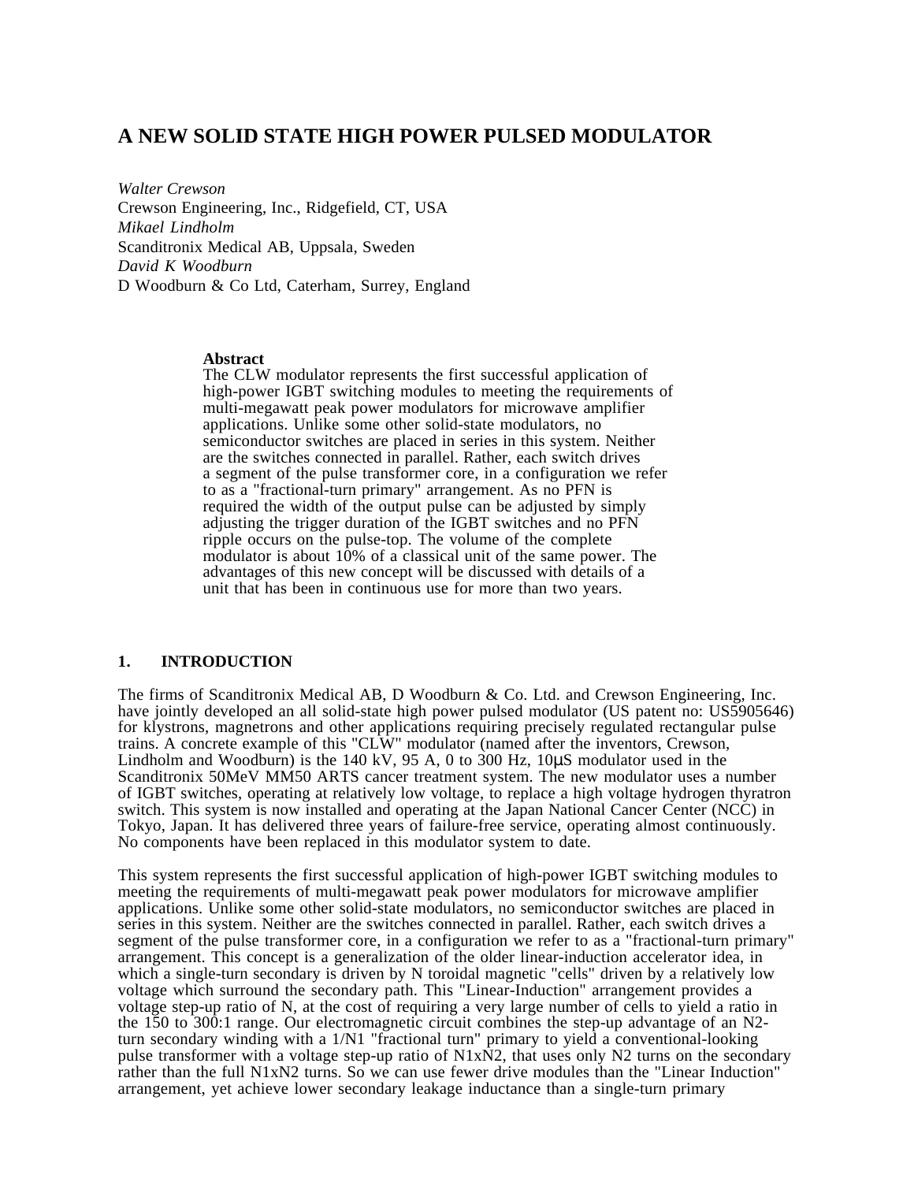# A NEW SOLID STATE HIGH POWER PULSED MODULATOR

*Walter Crewson*
Crewson Engineering, Inc., Ridgefield, CT, USA
*Mikael Lindholm*
Scanditronix Medical AB, Uppsala, Sweden
*David K Woodburn*
D Woodburn & Co Ltd, Caterham, Surrey, England

**Abstract**
The CLW modulator represents the first successful application of high-power IGBT switching modules to meeting the requirements of multi-megawatt peak power modulators for microwave amplifier applications. Unlike some other solid-state modulators, no semiconductor switches are placed in series in this system. Neither are the switches connected in parallel. Rather, each switch drives a segment of the pulse transformer core, in a configuration we refer to as a "fractional-turn primary" arrangement. As no PFN is required the width of the output pulse can be adjusted by simply adjusting the trigger duration of the IGBT switches and no PFN ripple occurs on the pulse-top. The volume of the complete modulator is about 10% of a classical unit of the same power. The advantages of this new concept will be discussed with details of a unit that has been in continuous use for more than two years.

## 1. INTRODUCTION

The firms of Scanditronix Medical AB, D Woodburn & Co. Ltd. and Crewson Engineering, Inc. have jointly developed an all solid-state high power pulsed modulator (US patent no: US5905646) for klystrons, magnetrons and other applications requiring precisely regulated rectangular pulse trains. A concrete example of this "CLW" modulator (named after the inventors, Crewson, Lindholm and Woodburn) is the 140 kV, 95 A, 0 to 300 Hz, 10μS modulator used in the Scanditronix 50MeV MM50 ARTS cancer treatment system. The new modulator uses a number of IGBT switches, operating at relatively low voltage, to replace a high voltage hydrogen thyratron switch. This system is now installed and operating at the Japan National Cancer Center (NCC) in Tokyo, Japan. It has delivered three years of failure-free service, operating almost continuously. No components have been replaced in this modulator system to date.

This system represents the first successful application of high-power IGBT switching modules to meeting the requirements of multi-megawatt peak power modulators for microwave amplifier applications. Unlike some other solid-state modulators, no semiconductor switches are placed in series in this system. Neither are the switches connected in parallel. Rather, each switch drives a segment of the pulse transformer core, in a configuration we refer to as a "fractional-turn primary" arrangement. This concept is a generalization of the older linear-induction accelerator idea, in which a single-turn secondary is driven by N toroidal magnetic "cells" driven by a relatively low voltage which surround the secondary path. This "Linear-Induction" arrangement provides a voltage step-up ratio of N, at the cost of requiring a very large number of cells to yield a ratio in the 150 to 300:1 range. Our electromagnetic circuit combines the step-up advantage of an N2-turn secondary winding with a 1/N1 "fractional turn" primary to yield a conventional-looking pulse transformer with a voltage step-up ratio of N1xN2, that uses only N2 turns on the secondary rather than the full N1xN2 turns. So we can use fewer drive modules than the "Linear Induction" arrangement, yet achieve lower secondary leakage inductance than a single-turn primary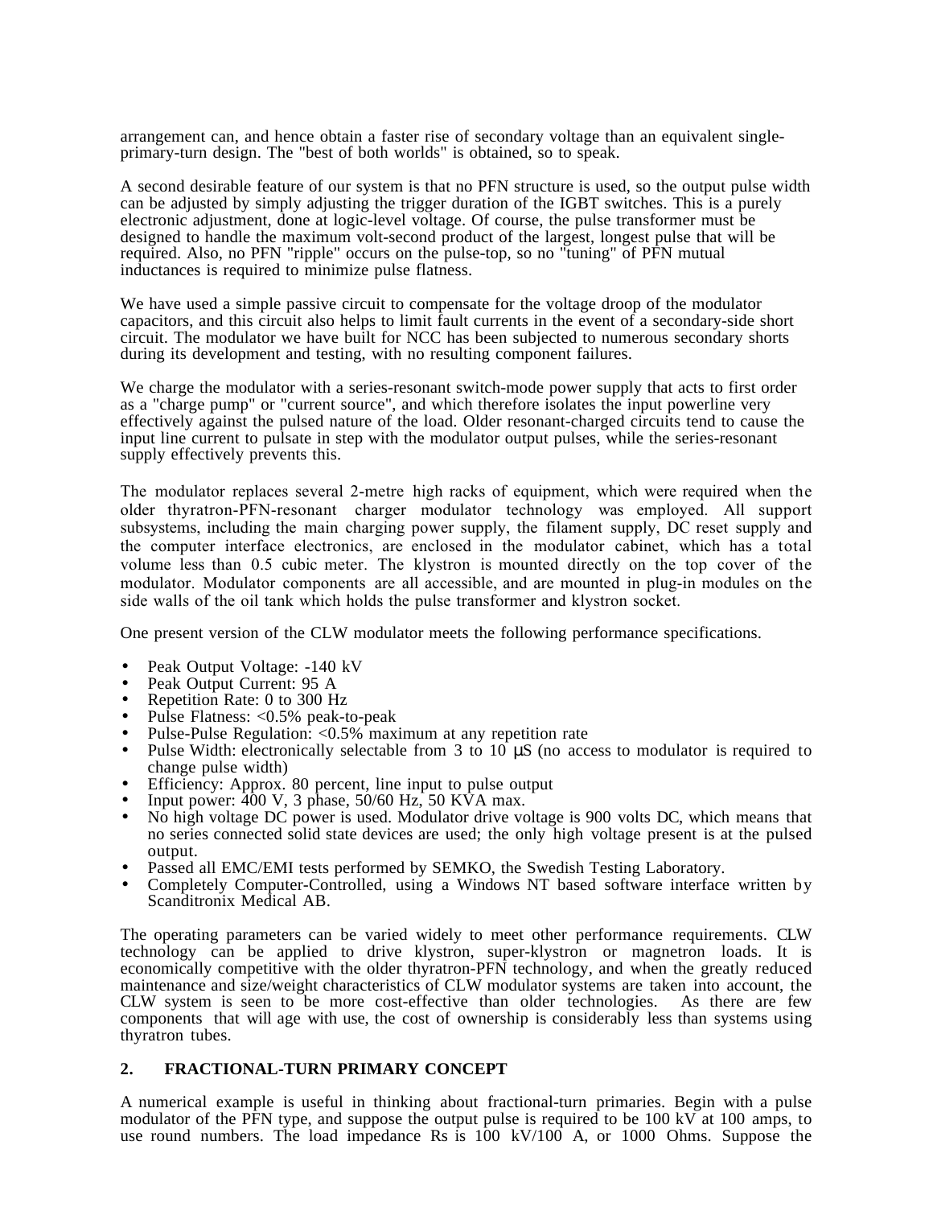arrangement can, and hence obtain a faster rise of secondary voltage than an equivalent single-primary-turn design. The "best of both worlds" is obtained, so to speak.

A second desirable feature of our system is that no PFN structure is used, so the output pulse width can be adjusted by simply adjusting the trigger duration of the IGBT switches. This is a purely electronic adjustment, done at logic-level voltage. Of course, the pulse transformer must be designed to handle the maximum volt-second product of the largest, longest pulse that will be required. Also, no PFN "ripple" occurs on the pulse-top, so no "tuning" of PFN mutual inductances is required to minimize pulse flatness.

We have used a simple passive circuit to compensate for the voltage droop of the modulator capacitors, and this circuit also helps to limit fault currents in the event of a secondary-side short circuit. The modulator we have built for NCC has been subjected to numerous secondary shorts during its development and testing, with no resulting component failures.

We charge the modulator with a series-resonant switch-mode power supply that acts to first order as a "charge pump" or "current source", and which therefore isolates the input powerline very effectively against the pulsed nature of the load. Older resonant-charged circuits tend to cause the input line current to pulsate in step with the modulator output pulses, while the series-resonant supply effectively prevents this.

The modulator replaces several 2-metre high racks of equipment, which were required when the older thyratron-PFN-resonant charger modulator technology was employed. All support subsystems, including the main charging power supply, the filament supply, DC reset supply and the computer interface electronics, are enclosed in the modulator cabinet, which has a total volume less than 0.5 cubic meter. The klystron is mounted directly on the top cover of the modulator. Modulator components are all accessible, and are mounted in plug-in modules on the side walls of the oil tank which holds the pulse transformer and klystron socket.

One present version of the CLW modulator meets the following performance specifications.

- Peak Output Voltage: -140 kV
- Peak Output Current: 95 A
- Repetition Rate: 0 to 300 Hz
- Pulse Flatness: <0.5% peak-to-peak
- Pulse-Pulse Regulation: <0.5% maximum at any repetition rate
- Pulse Width: electronically selectable from 3 to 10 μS (no access to modulator is required to change pulse width)
- Efficiency: Approx. 80 percent, line input to pulse output
- Input power: 400 V, 3 phase, 50/60 Hz, 50 KVA max.
- No high voltage DC power is used. Modulator drive voltage is 900 volts DC, which means that no series connected solid state devices are used; the only high voltage present is at the pulsed output.
- Passed all EMC/EMI tests performed by SEMKO, the Swedish Testing Laboratory.
- Completely Computer-Controlled, using a Windows NT based software interface written by Scanditronix Medical AB.

The operating parameters can be varied widely to meet other performance requirements. CLW technology can be applied to drive klystron, super-klystron or magnetron loads. It is economically competitive with the older thyratron-PFN technology, and when the greatly reduced maintenance and size/weight characteristics of CLW modulator systems are taken into account, the CLW system is seen to be more cost-effective than older technologies. As there are few components that will age with use, the cost of ownership is considerably less than systems using thyratron tubes.

## 2. FRACTIONAL-TURN PRIMARY CONCEPT

A numerical example is useful in thinking about fractional-turn primaries. Begin with a pulse modulator of the PFN type, and suppose the output pulse is required to be 100 kV at 100 amps, to use round numbers. The load impedance Rs is 100 kV/100 A, or 1000 Ohms. Suppose the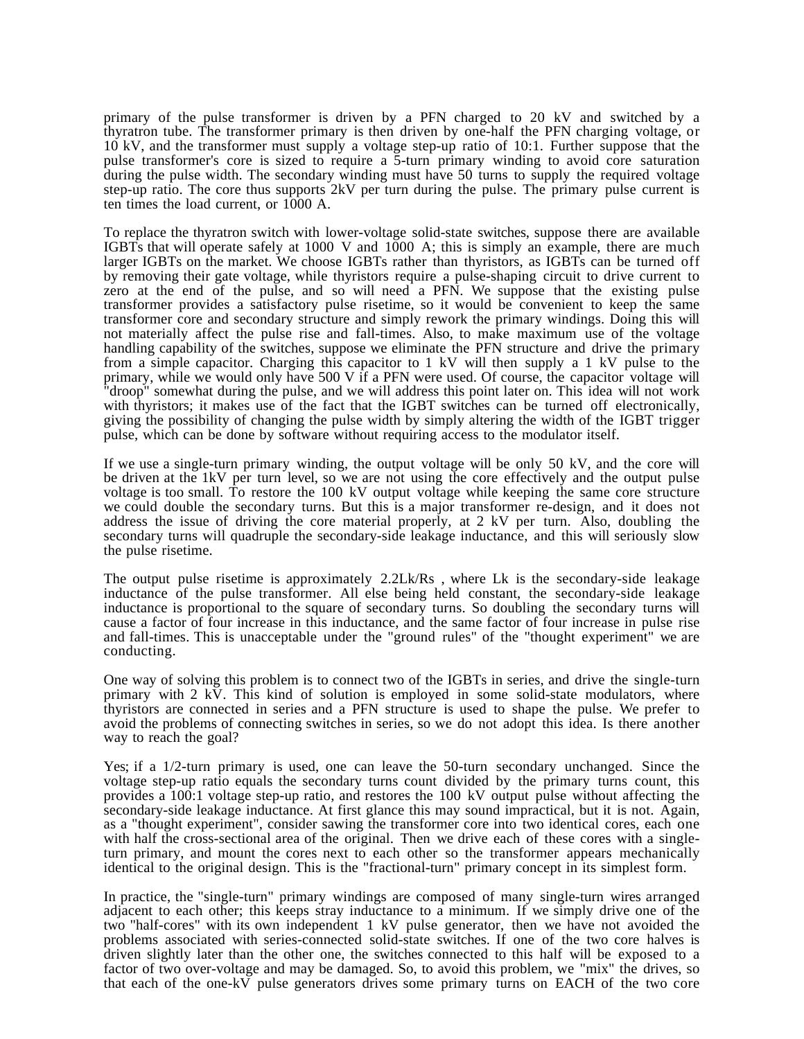primary of the pulse transformer is driven by a PFN charged to 20 kV and switched by a thyratron tube. The transformer primary is then driven by one-half the PFN charging voltage, or 10 kV, and the transformer must supply a voltage step-up ratio of 10:1. Further suppose that the pulse transformer's core is sized to require a 5-turn primary winding to avoid core saturation during the pulse width. The secondary winding must have 50 turns to supply the required voltage step-up ratio. The core thus supports 2kV per turn during the pulse. The primary pulse current is ten times the load current, or 1000 A.

To replace the thyratron switch with lower-voltage solid-state switches, suppose there are available IGBTs that will operate safely at 1000 V and 1000 A; this is simply an example, there are much larger IGBTs on the market. We choose IGBTs rather than thyristors, as IGBTs can be turned off by removing their gate voltage, while thyristors require a pulse-shaping circuit to drive current to zero at the end of the pulse, and so will need a PFN. We suppose that the existing pulse transformer provides a satisfactory pulse risetime, so it would be convenient to keep the same transformer core and secondary structure and simply rework the primary windings. Doing this will not materially affect the pulse rise and fall-times. Also, to make maximum use of the voltage handling capability of the switches, suppose we eliminate the PFN structure and drive the primary from a simple capacitor. Charging this capacitor to 1 kV will then supply a 1 kV pulse to the primary, while we would only have 500 V if a PFN were used. Of course, the capacitor voltage will "droop" somewhat during the pulse, and we will address this point later on. This idea will not work with thyristors; it makes use of the fact that the IGBT switches can be turned off electronically, giving the possibility of changing the pulse width by simply altering the width of the IGBT trigger pulse, which can be done by software without requiring access to the modulator itself.

If we use a single-turn primary winding, the output voltage will be only 50 kV, and the core will be driven at the 1kV per turn level, so we are not using the core effectively and the output pulse voltage is too small. To restore the 100 kV output voltage while keeping the same core structure we could double the secondary turns. But this is a major transformer re-design, and it does not address the issue of driving the core material properly, at 2 kV per turn. Also, doubling the secondary turns will quadruple the secondary-side leakage inductance, and this will seriously slow the pulse risetime.

The output pulse risetime is approximately $2.2L_k/R_s$ , where $L_k$ is the secondary-side leakage inductance of the pulse transformer. All else being held constant, the secondary-side leakage inductance is proportional to the square of secondary turns. So doubling the secondary turns will cause a factor of four increase in this inductance, and the same factor of four increase in pulse rise and fall-times. This is unacceptable under the "ground rules" of the "thought experiment" we are conducting.

One way of solving this problem is to connect two of the IGBTs in series, and drive the single-turn primary with 2 kV. This kind of solution is employed in some solid-state modulators, where thyristors are connected in series and a PFN structure is used to shape the pulse. We prefer to avoid the problems of connecting switches in series, so we do not adopt this idea. Is there another way to reach the goal?

Yes; if a 1/2-turn primary is used, one can leave the 50-turn secondary unchanged. Since the voltage step-up ratio equals the secondary turns count divided by the primary turns count, this provides a 100:1 voltage step-up ratio, and restores the 100 kV output pulse without affecting the secondary-side leakage inductance. At first glance this may sound impractical, but it is not. Again, as a "thought experiment", consider sawing the transformer core into two identical cores, each one with half the cross-sectional area of the original. Then we drive each of these cores with a single-turn primary, and mount the cores next to each other so the transformer appears mechanically identical to the original design. This is the "fractional-turn" primary concept in its simplest form.

In practice, the "single-turn" primary windings are composed of many single-turn wires arranged adjacent to each other; this keeps stray inductance to a minimum. If we simply drive one of the two "half-cores" with its own independent 1 kV pulse generator, then we have not avoided the problems associated with series-connected solid-state switches. If one of the two core halves is driven slightly later than the other one, the switches connected to this half will be exposed to a factor of two over-voltage and may be damaged. So, to avoid this problem, we "mix" the drives, so that each of the one-kV pulse generators drives some primary turns on EACH of the two core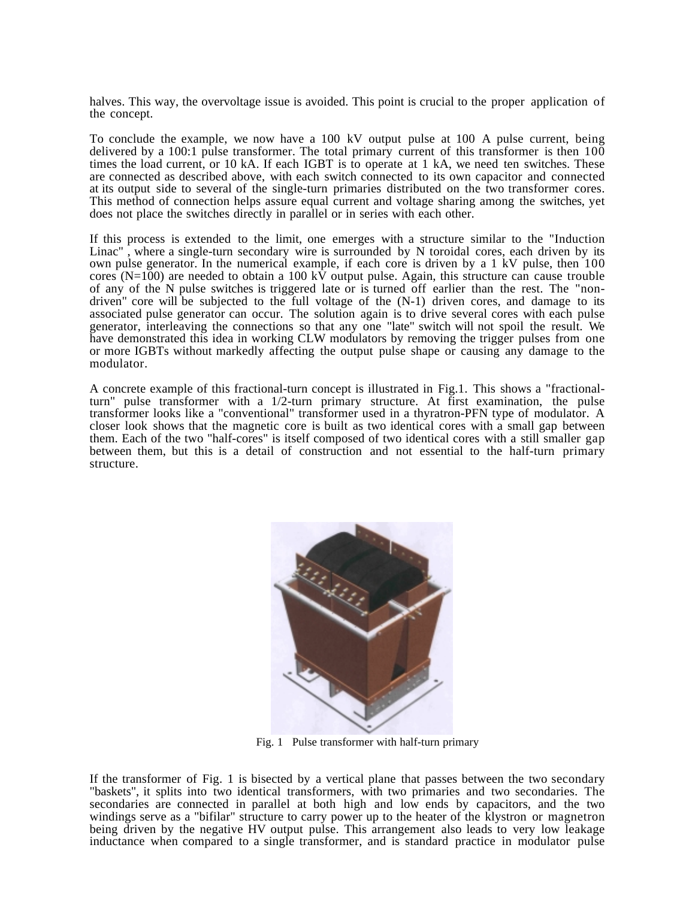halves. This way, the overvoltage issue is avoided. This point is crucial to the proper application of the concept.

To conclude the example, we now have a 100 kV output pulse at 100 A pulse current, being delivered by a 100:1 pulse transformer. The total primary current of this transformer is then 100 times the load current, or 10 kA. If each IGBT is to operate at 1 kA, we need ten switches. These are connected as described above, with each switch connected to its own capacitor and connected at its output side to several of the single-turn primaries distributed on the two transformer cores. This method of connection helps assure equal current and voltage sharing among the switches, yet does not place the switches directly in parallel or in series with each other.

If this process is extended to the limit, one emerges with a structure similar to the "Induction Linac" , where a single-turn secondary wire is surrounded by N toroidal cores, each driven by its own pulse generator. In the numerical example, if each core is driven by a 1 kV pulse, then 100 cores (N=100) are needed to obtain a 100 kV output pulse. Again, this structure can cause trouble of any of the N pulse switches is triggered late or is turned off earlier than the rest. The "non-driven" core will be subjected to the full voltage of the (N-1) driven cores, and damage to its associated pulse generator can occur. The solution again is to drive several cores with each pulse generator, interleaving the connections so that any one "late" switch will not spoil the result. We have demonstrated this idea in working CLW modulators by removing the trigger pulses from one or more IGBTs without markedly affecting the output pulse shape or causing any damage to the modulator.

A concrete example of this fractional-turn concept is illustrated in Fig.1. This shows a "fractional-turn" pulse transformer with a 1/2-turn primary structure. At first examination, the pulse transformer looks like a "conventional" transformer used in a thyratron-PFN type of modulator. A closer look shows that the magnetic core is built as two identical cores with a small gap between them. Each of the two "half-cores" is itself composed of two identical cores with a still smaller gap between them, but this is a detail of construction and not essential to the half-turn primary structure.

Fig. 1 Pulse transformer with half-turn primary

If the transformer of Fig. 1 is bisected by a vertical plane that passes between the two secondary "baskets", it splits into two identical transformers, with two primaries and two secondaries. The secondaries are connected in parallel at both high and low ends by capacitors, and the two windings serve as a "bifilar" structure to carry power up to the heater of the klystron or magnetron being driven by the negative HV output pulse. This arrangement also leads to very low leakage inductance when compared to a single transformer, and is standard practice in modulator pulse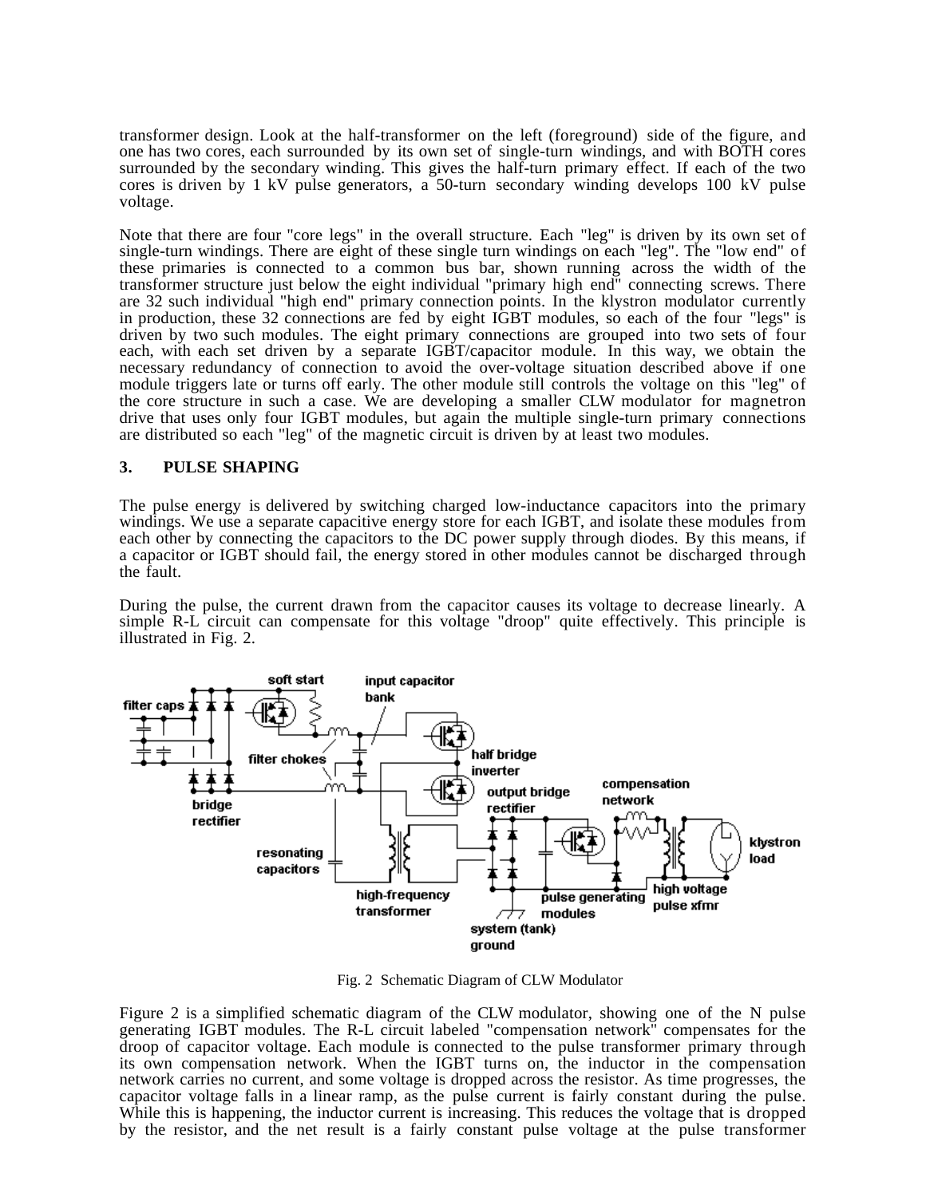transformer design. Look at the half-transformer on the left (foreground) side of the figure, and one has two cores, each surrounded by its own set of single-turn windings, and with BOTH cores surrounded by the secondary winding. This gives the half-turn primary effect. If each of the two cores is driven by 1 kV pulse generators, a 50-turn secondary winding develops 100 kV pulse voltage.

Note that there are four "core legs" in the overall structure. Each "leg" is driven by its own set of single-turn windings. There are eight of these single turn windings on each "leg". The "low end" of these primaries is connected to a common bus bar, shown running across the width of the transformer structure just below the eight individual "primary high end" connecting screws. There are 32 such individual "high end" primary connection points. In the klystron modulator currently in production, these 32 connections are fed by eight IGBT modules, so each of the four "legs" is driven by two such modules. The eight primary connections are grouped into two sets of four each, with each set driven by a separate IGBT/capacitor module. In this way, we obtain the necessary redundancy of connection to avoid the over-voltage situation described above if one module triggers late or turns off early. The other module still controls the voltage on this "leg" of the core structure in such a case. We are developing a smaller CLW modulator for magnetron drive that uses only four IGBT modules, but again the multiple single-turn primary connections are distributed so each "leg" of the magnetic circuit is driven by at least two modules.

## 3. PULSE SHAPING

The pulse energy is delivered by switching charged low-inductance capacitors into the primary windings. We use a separate capacitive energy store for each IGBT, and isolate these modules from each other by connecting the capacitors to the DC power supply through diodes. By this means, if a capacitor or IGBT should fail, the energy stored in other modules cannot be discharged through the fault.

During the pulse, the current drawn from the capacitor causes its voltage to decrease linearly. A simple R-L circuit can compensate for this voltage "droop" quite effectively. This principle is illustrated in Fig. 2.

Fig. 2 Schematic Diagram of CLW Modulator

Figure 2 is a simplified schematic diagram of the CLW modulator, showing one of the N pulse generating IGBT modules. The R-L circuit labeled "compensation network" compensates for the droop of capacitor voltage. Each module is connected to the pulse transformer primary through its own compensation network. When the IGBT turns on, the inductor in the compensation network carries no current, and some voltage is dropped across the resistor. As time progresses, the capacitor voltage falls in a linear ramp, as the pulse current is fairly constant during the pulse. While this is happening, the inductor current is increasing. This reduces the voltage that is dropped by the resistor, and the net result is a fairly constant pulse voltage at the pulse transformer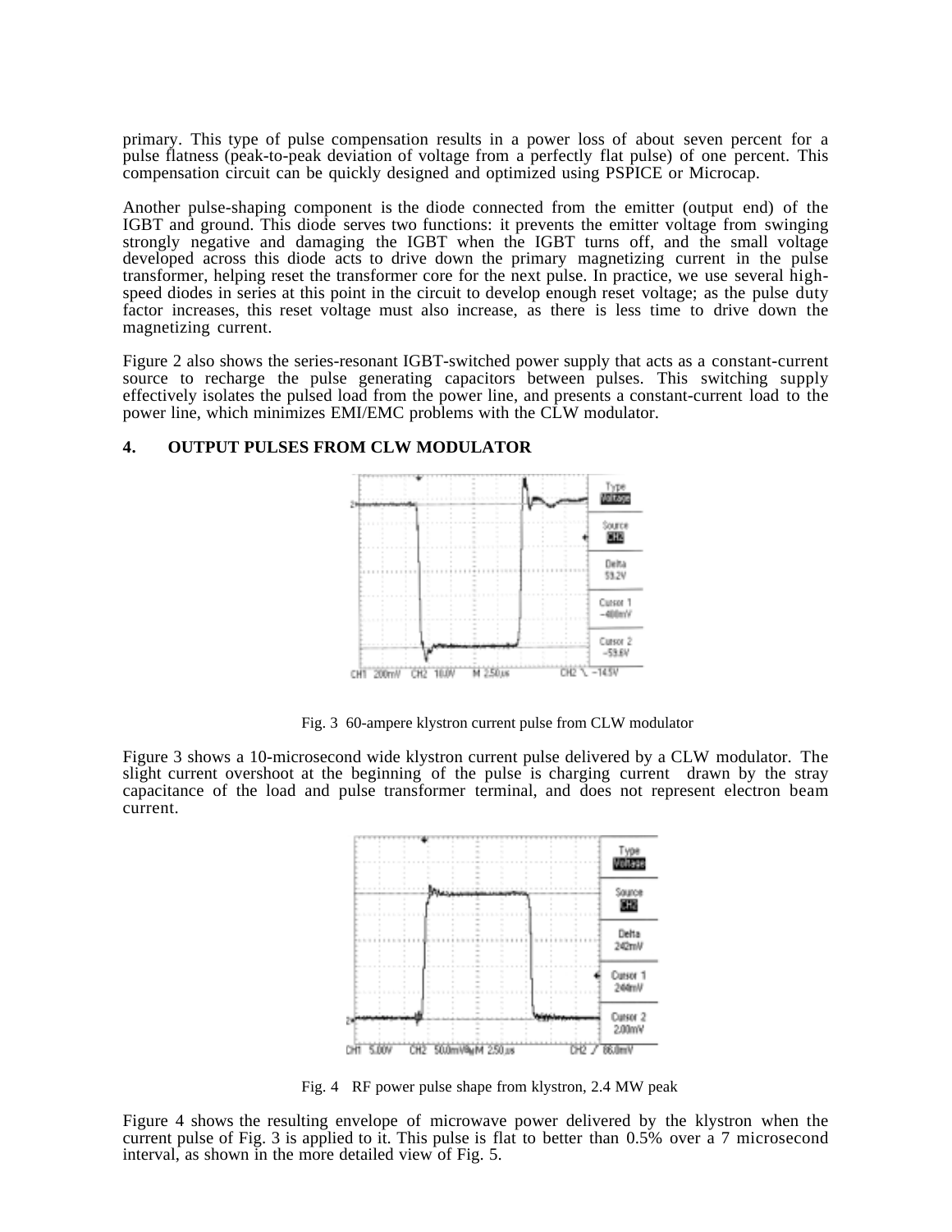primary. This type of pulse compensation results in a power loss of about seven percent for a pulse flatness (peak-to-peak deviation of voltage from a perfectly flat pulse) of one percent. This compensation circuit can be quickly designed and optimized using PSPICE or Microcap.

Another pulse-shaping component is the diode connected from the emitter (output end) of the IGBT and ground. This diode serves two functions: it prevents the emitter voltage from swinging strongly negative and damaging the IGBT when the IGBT turns off, and the small voltage developed across this diode acts to drive down the primary magnetizing current in the pulse transformer, helping reset the transformer core for the next pulse. In practice, we use several high-speed diodes in series at this point in the circuit to develop enough reset voltage; as the pulse duty factor increases, this reset voltage must also increase, as there is less time to drive down the magnetizing current.

Figure 2 also shows the series-resonant IGBT-switched power supply that acts as a constant-current source to recharge the pulse generating capacitors between pulses. This switching supply effectively isolates the pulsed load from the power line, and presents a constant-current load to the power line, which minimizes EMI/EMC problems with the CLW modulator.

## 4. OUTPUT PULSES FROM CLW MODULATOR

Fig. 3 60-ampere klystron current pulse from CLW modulator

Figure 3 shows a 10-microsecond wide klystron current pulse delivered by a CLW modulator. The slight current overshoot at the beginning of the pulse is charging current drawn by the stray capacitance of the load and pulse transformer terminal, and does not represent electron beam current.

Fig. 4 RF power pulse shape from klystron, 2.4 MW peak

Figure 4 shows the resulting envelope of microwave power delivered by the klystron when the current pulse of Fig. 3 is applied to it. This pulse is flat to better than 0.5% over a 7 microsecond interval, as shown in the more detailed view of Fig. 5.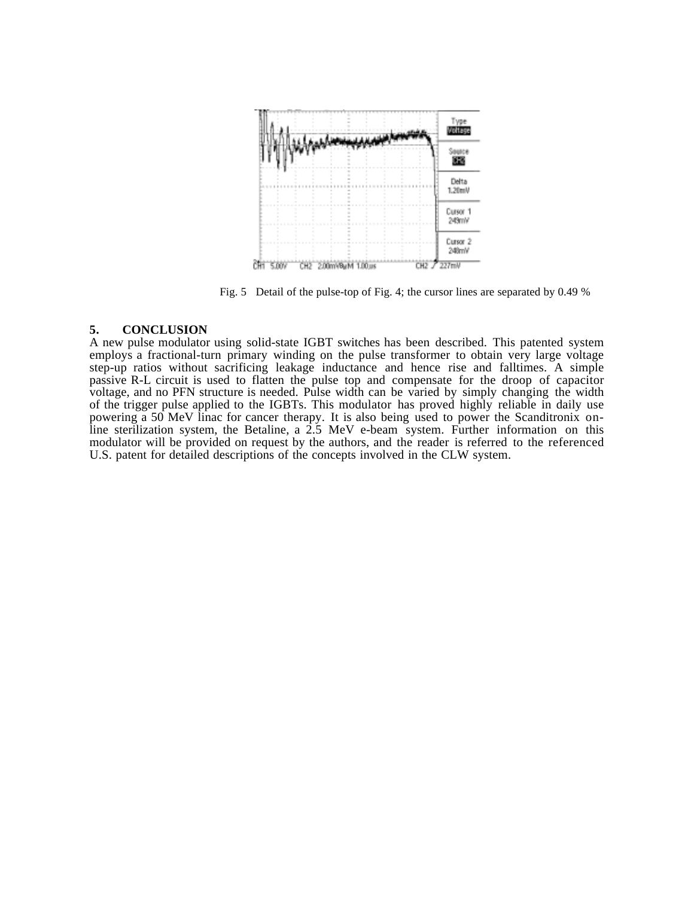Type
Voltage

Source
CH2

Delta
1.20mV

Cursor 1
243mV

Cursor 2
240mV

CH1 5.00V CH2 2.00mV/Bw M 1.00µs CH2 ∫ 227mV

Fig. 5 Detail of the pulse-top of Fig. 4; the cursor lines are separated by 0.49 %

## 5. CONCLUSION

A new pulse modulator using solid-state IGBT switches has been described. This patented system employs a fractional-turn primary winding on the pulse transformer to obtain very large voltage step-up ratios without sacrificing leakage inductance and hence rise and falltimes. A simple passive R-L circuit is used to flatten the pulse top and compensate for the droop of capacitor voltage, and no PFN structure is needed. Pulse width can be varied by simply changing the width of the trigger pulse applied to the IGBTs. This modulator has proved highly reliable in daily use powering a 50 MeV linac for cancer therapy. It is also being used to power the Scanditronix on-line sterilization system, the Betaline, a 2.5 MeV e-beam system. Further information on this modulator will be provided on request by the authors, and the reader is referred to the referenced U.S. patent for detailed descriptions of the concepts involved in the CLW system.